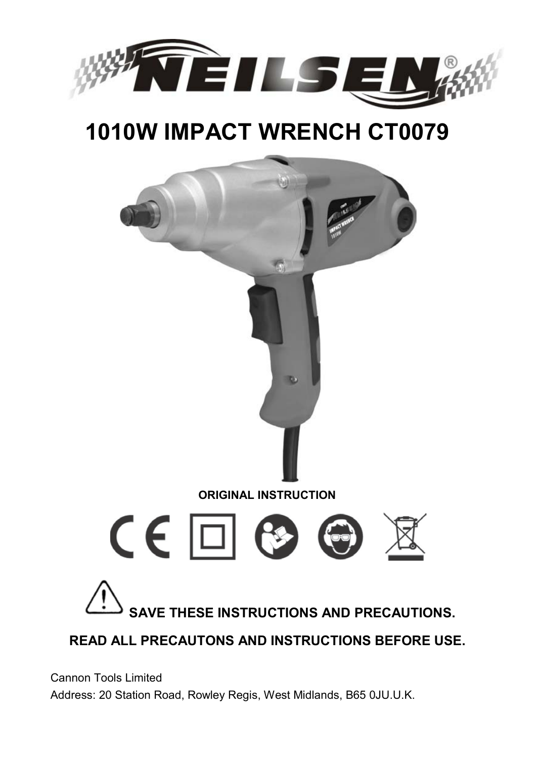# 1010W IMPACT WRENCH CT0079

**ORIGINAL INSTRUCTION**

**SAVE THESE INSTRUCTIONS AND PRECAUTIONS.**

**READ ALL PRECAUTONS AND INSTRUCTIONS BEFORE USE.**

Cannon Tools Limited

Address: 20 Station Road, Rowley Regis, West Midlands, B65 0JU.U.K.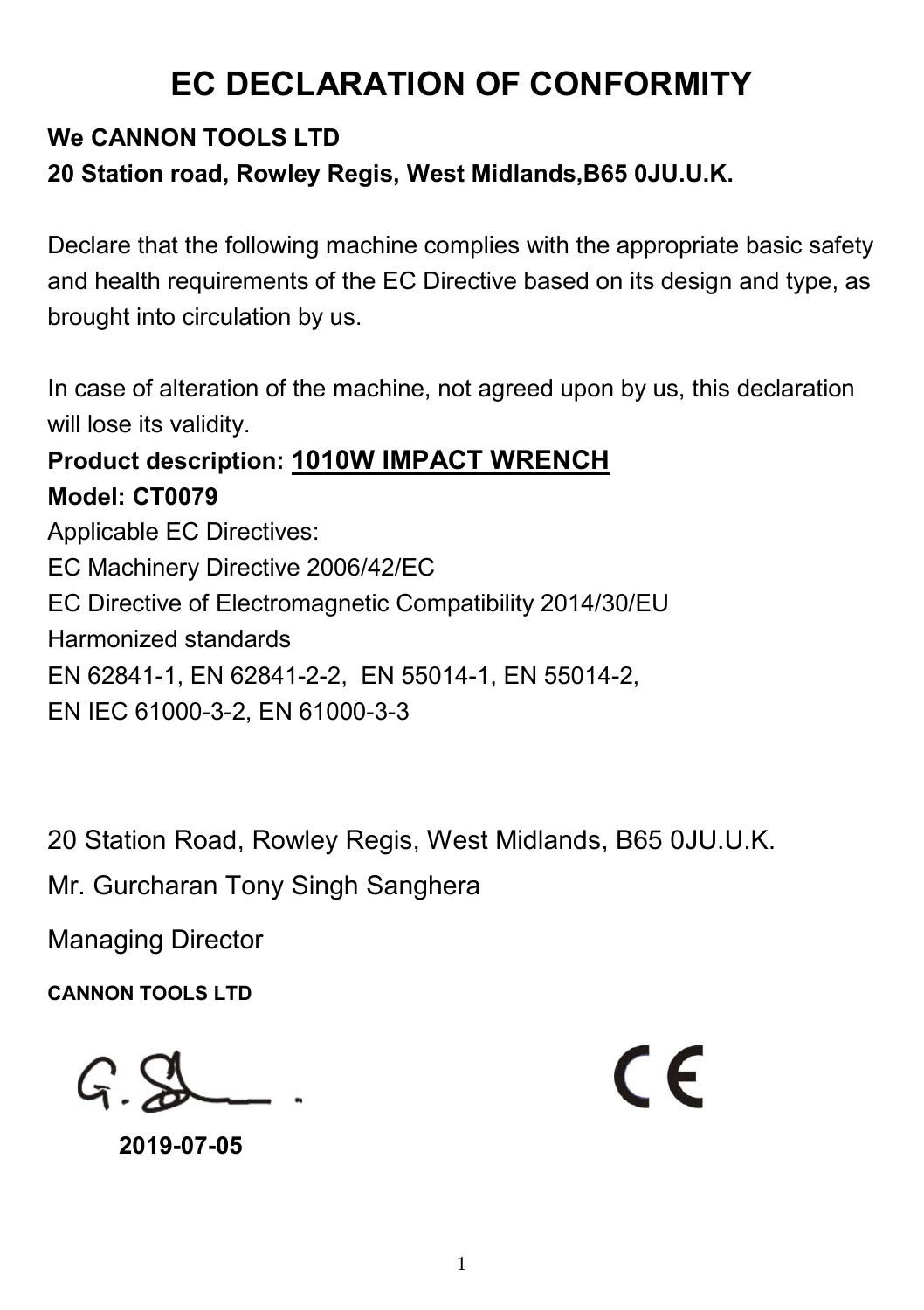# EC DECLARATION OF CONFORMITY

**We CANNON TOOLS LTD**
**20 Station road, Rowley Regis, West Midlands,B65 0JU.U.K.**

Declare that the following machine complies with the appropriate basic safety and health requirements of the EC Directive based on its design and type, as brought into circulation by us.

In case of alteration of the machine, not agreed upon by us, this declaration will lose its validity.

**Product description: 1010W IMPACT WRENCH**
**Model: CT0079**
Applicable EC Directives:
EC Machinery Directive 2006/42/EC
EC Directive of Electromagnetic Compatibility 2014/30/EU
Harmonized standards
EN 62841-1, EN 62841-2-2, EN 55014-1, EN 55014-2,
EN IEC 61000-3-2, EN 61000-3-3

20 Station Road, Rowley Regis, West Midlands, B65 0JU.U.K.

Mr. Gurcharan Tony Singh Sanghera

Managing Director

**CANNON TOOLS LTD**

**2019-07-05**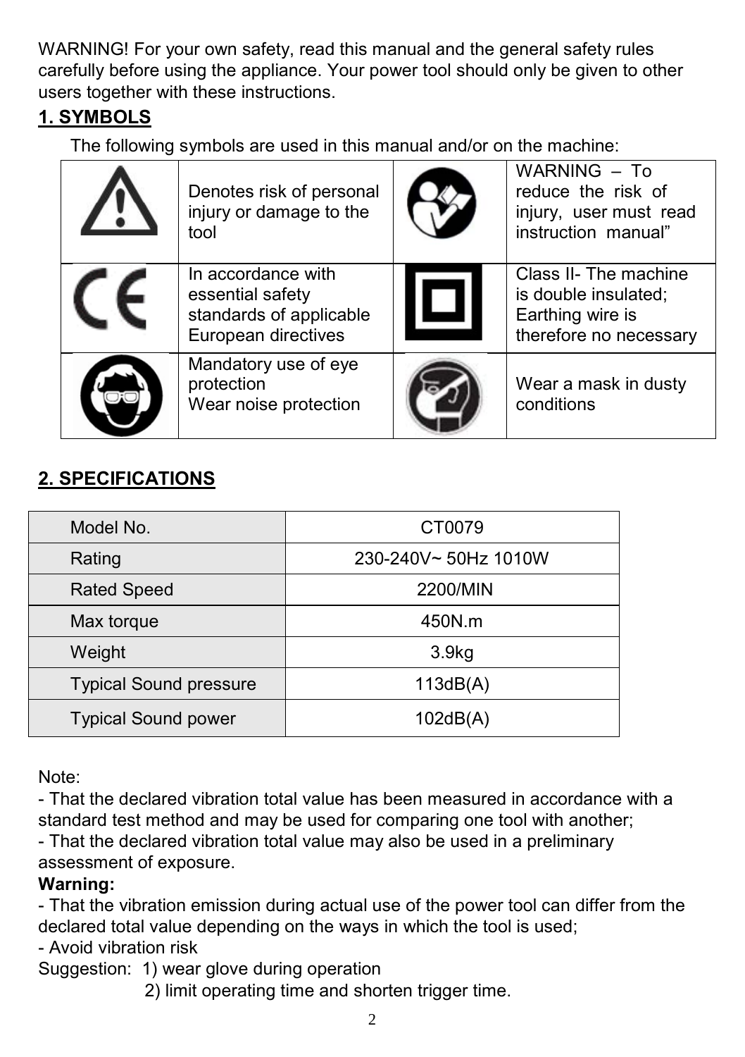WARNING! For your own safety, read this manual and the general safety rules carefully before using the appliance. Your power tool should only be given to other users together with these instructions.

## 1. SYMBOLS

The following symbols are used in this manual and/or on the machine:

| | | | |
|---|---|---|---|
| | Denotes risk of personal injury or damage to the tool | | WARNING – To reduce the risk of injury, user must read instruction manual” |
| | In accordance with essential safety standards of applicable European directives | | Class II- The machine is double insulated; Earthing wire is therefore no necessary |
| | Mandatory use of eye protection<br>Wear noise protection | | Wear a mask in dusty conditions |

## 2. SPECIFICATIONS

| Model No. | CT0079 |
|---|---|
| Rating | 230-240V~ 50Hz 1010W |
| Rated Speed | 2200/MIN |
| Max torque | 450N.m |
| Weight | 3.9kg |
| Typical Sound pressure | 113dB(A) |
| Typical Sound power | 102dB(A) |

Note:

- That the declared vibration total value has been measured in accordance with a standard test method and may be used for comparing one tool with another;
- That the declared vibration total value may also be used in a preliminary assessment of exposure.

**Warning:**

- That the vibration emission during actual use of the power tool can differ from the declared total value depending on the ways in which the tool is used;
- Avoid vibration risk

Suggestion: 1) wear glove during operation
2) limit operating time and shorten trigger time.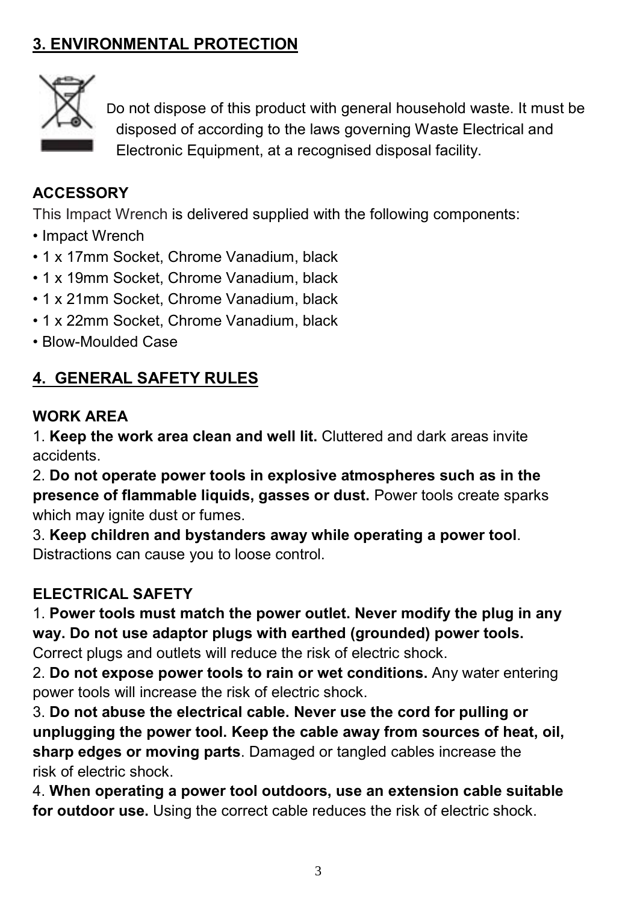## 3. ENVIRONMENTAL PROTECTION

Do not dispose of this product with general household waste. It must be disposed of according to the laws governing Waste Electrical and Electronic Equipment, at a recognised disposal facility.

**ACCESSORY**

This Impact Wrench is delivered supplied with the following components:

- Impact Wrench
- 1 x 17mm Socket, Chrome Vanadium, black
- 1 x 19mm Socket, Chrome Vanadium, black
- 1 x 21mm Socket, Chrome Vanadium, black
- 1 x 22mm Socket, Chrome Vanadium, black
- Blow-Moulded Case

## 4. GENERAL SAFETY RULES

**WORK AREA**

1. **Keep the work area clean and well lit.** Cluttered and dark areas invite accidents.
2. **Do not operate power tools in explosive atmospheres such as in the presence of flammable liquids, gasses or dust.** Power tools create sparks which may ignite dust or fumes.
3. **Keep children and bystanders away while operating a power tool**. Distractions can cause you to loose control.

**ELECTRICAL SAFETY**

1. **Power tools must match the power outlet. Never modify the plug in any way. Do not use adaptor plugs with earthed (grounded) power tools.** Correct plugs and outlets will reduce the risk of electric shock.
2. **Do not expose power tools to rain or wet conditions.** Any water entering power tools will increase the risk of electric shock.
3. **Do not abuse the electrical cable. Never use the cord for pulling or unplugging the power tool. Keep the cable away from sources of heat, oil, sharp edges or moving parts**. Damaged or tangled cables increase the risk of electric shock.
4. **When operating a power tool outdoors, use an extension cable suitable for outdoor use.** Using the correct cable reduces the risk of electric shock.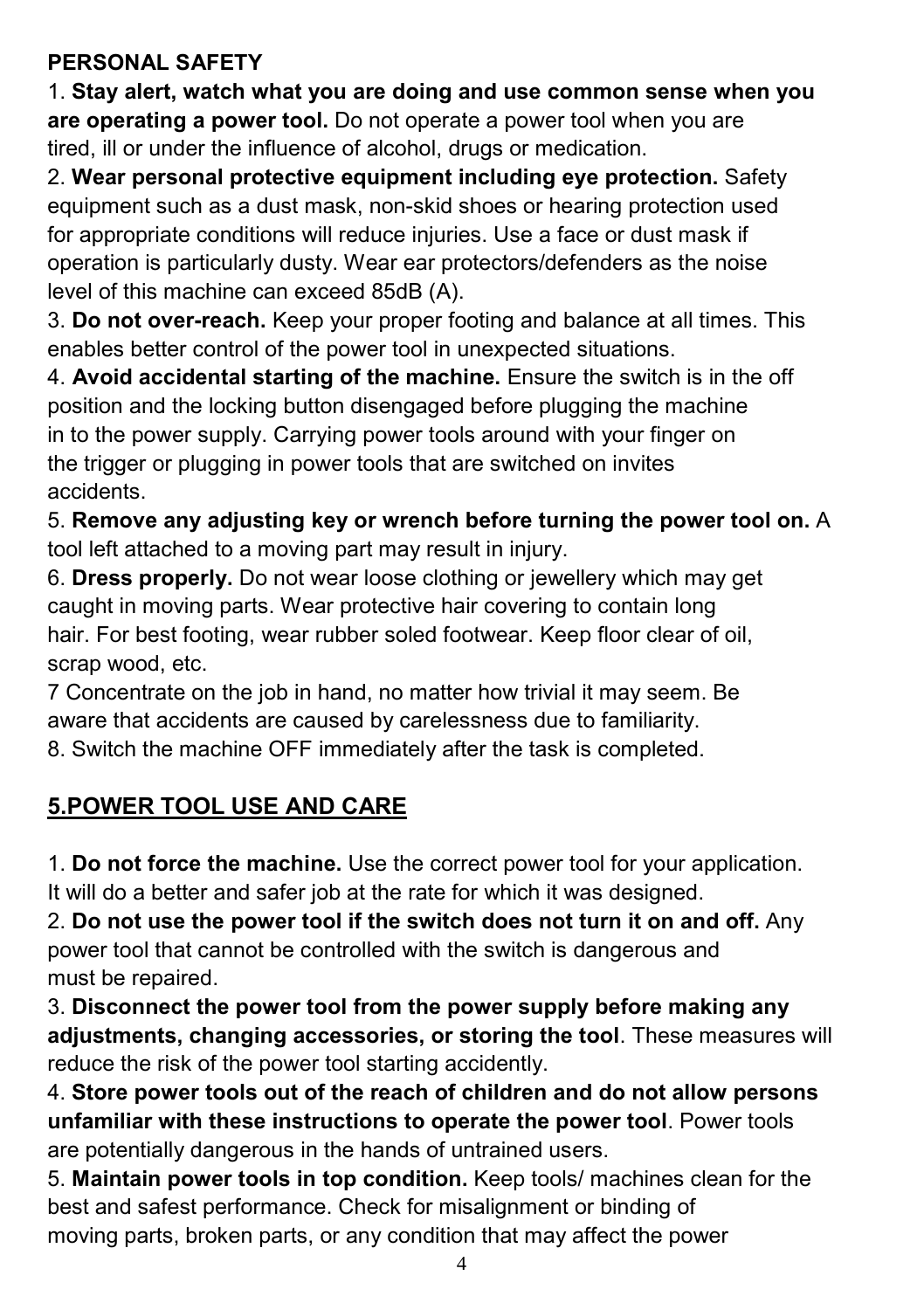**PERSONAL SAFETY**

1. **Stay alert, watch what you are doing and use common sense when you are operating a power tool.** Do not operate a power tool when you are tired, ill or under the influence of alcohol, drugs or medication.
2. **Wear personal protective equipment including eye protection.** Safety equipment such as a dust mask, non-skid shoes or hearing protection used for appropriate conditions will reduce injuries. Use a face or dust mask if operation is particularly dusty. Wear ear protectors/defenders as the noise level of this machine can exceed 85dB (A).
3. **Do not over-reach.** Keep your proper footing and balance at all times. This enables better control of the power tool in unexpected situations.
4. **Avoid accidental starting of the machine.** Ensure the switch is in the off position and the locking button disengaged before plugging the machine in to the power supply. Carrying power tools around with your finger on the trigger or plugging in power tools that are switched on invites accidents.
5. **Remove any adjusting key or wrench before turning the power tool on.** A tool left attached to a moving part may result in injury.
6. **Dress properly.** Do not wear loose clothing or jewellery which may get caught in moving parts. Wear protective hair covering to contain long hair. For best footing, wear rubber soled footwear. Keep floor clear of oil, scrap wood, etc.

7 Concentrate on the job in hand, no matter how trivial it may seem. Be aware that accidents are caused by carelessness due to familiarity.

8. Switch the machine OFF immediately after the task is completed.

## 5.POWER TOOL USE AND CARE

1. **Do not force the machine.** Use the correct power tool for your application. It will do a better and safer job at the rate for which it was designed.
2. **Do not use the power tool if the switch does not turn it on and off.** Any power tool that cannot be controlled with the switch is dangerous and must be repaired.
3. **Disconnect the power tool from the power supply before making any adjustments, changing accessories, or storing the tool**. These measures will reduce the risk of the power tool starting accidently.
4. **Store power tools out of the reach of children and do not allow persons unfamiliar with these instructions to operate the power tool**. Power tools are potentially dangerous in the hands of untrained users.
5. **Maintain power tools in top condition.** Keep tools/ machines clean for the best and safest performance. Check for misalignment or binding of moving parts, broken parts, or any condition that may affect the power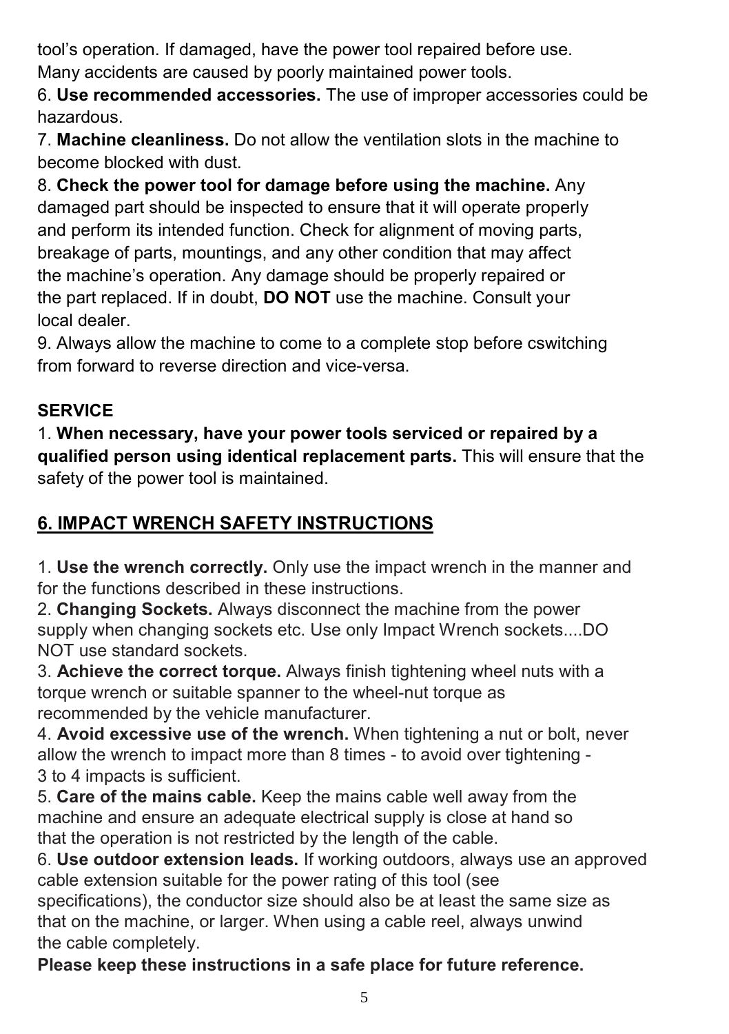tool's operation. If damaged, have the power tool repaired before use. Many accidents are caused by poorly maintained power tools.

6. **Use recommended accessories.** The use of improper accessories could be hazardous.

7. **Machine cleanliness.** Do not allow the ventilation slots in the machine to become blocked with dust.

8. **Check the power tool for damage before using the machine.** Any damaged part should be inspected to ensure that it will operate properly and perform its intended function. Check for alignment of moving parts, breakage of parts, mountings, and any other condition that may affect the machine's operation. Any damage should be properly repaired or the part replaced. If in doubt, **DO NOT** use the machine. Consult your local dealer.

9. Always allow the machine to come to a complete stop before cswitching from forward to reverse direction and vice-versa.

**SERVICE**

1. **When necessary, have your power tools serviced or repaired by a qualified person using identical replacement parts.** This will ensure that the safety of the power tool is maintained.

## 6. IMPACT WRENCH SAFETY INSTRUCTIONS

1. **Use the wrench correctly.** Only use the impact wrench in the manner and for the functions described in these instructions.

2. **Changing Sockets.** Always disconnect the machine from the power supply when changing sockets etc. Use only Impact Wrench sockets....DO NOT use standard sockets.

3. **Achieve the correct torque.** Always finish tightening wheel nuts with a torque wrench or suitable spanner to the wheel-nut torque as recommended by the vehicle manufacturer.

4. **Avoid excessive use of the wrench.** When tightening a nut or bolt, never allow the wrench to impact more than 8 times - to avoid over tightening - 3 to 4 impacts is sufficient.

5. **Care of the mains cable.** Keep the mains cable well away from the machine and ensure an adequate electrical supply is close at hand so that the operation is not restricted by the length of the cable.

6. **Use outdoor extension leads.** If working outdoors, always use an approved cable extension suitable for the power rating of this tool (see specifications), the conductor size should also be at least the same size as that on the machine, or larger. When using a cable reel, always unwind the cable completely.

**Please keep these instructions in a safe place for future reference.**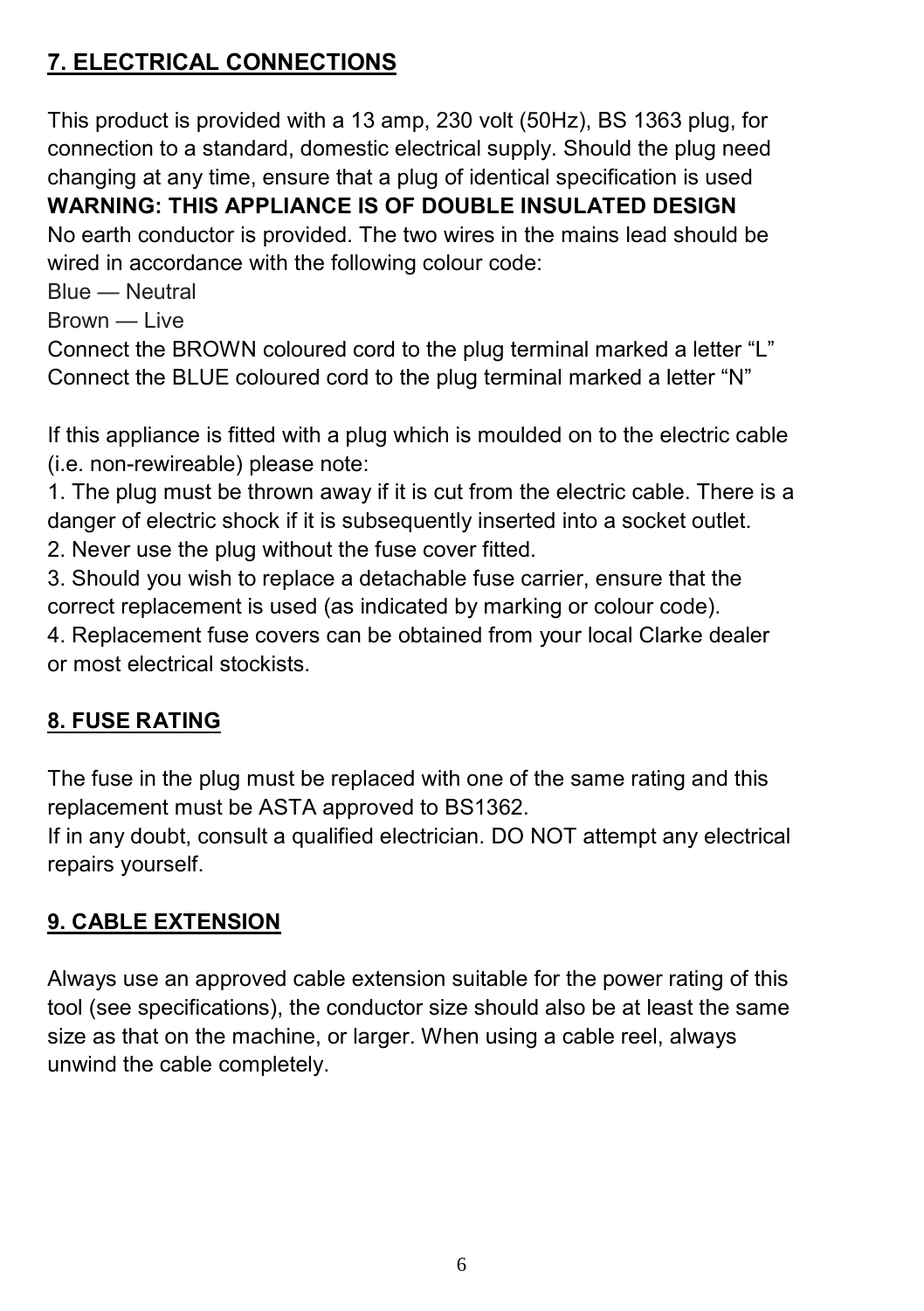## 7. ELECTRICAL CONNECTIONS

This product is provided with a 13 amp, 230 volt (50Hz), BS 1363 plug, for connection to a standard, domestic electrical supply. Should the plug need changing at any time, ensure that a plug of identical specification is used

**WARNING: THIS APPLIANCE IS OF DOUBLE INSULATED DESIGN**

No earth conductor is provided. The two wires in the mains lead should be wired in accordance with the following colour code:

Blue — Neutral

Brown — Live

Connect the BROWN coloured cord to the plug terminal marked a letter “L”

Connect the BLUE coloured cord to the plug terminal marked a letter “N”

If this appliance is fitted with a plug which is moulded on to the electric cable (i.e. non-rewireable) please note:

1. The plug must be thrown away if it is cut from the electric cable. There is a danger of electric shock if it is subsequently inserted into a socket outlet.
2. Never use the plug without the fuse cover fitted.
3. Should you wish to replace a detachable fuse carrier, ensure that the correct replacement is used (as indicated by marking or colour code).
4. Replacement fuse covers can be obtained from your local Clarke dealer or most electrical stockists.

## 8. FUSE RATING

The fuse in the plug must be replaced with one of the same rating and this replacement must be ASTA approved to BS1362.

If in any doubt, consult a qualified electrician. DO NOT attempt any electrical repairs yourself.

## 9. CABLE EXTENSION

Always use an approved cable extension suitable for the power rating of this tool (see specifications), the conductor size should also be at least the same size as that on the machine, or larger. When using a cable reel, always unwind the cable completely.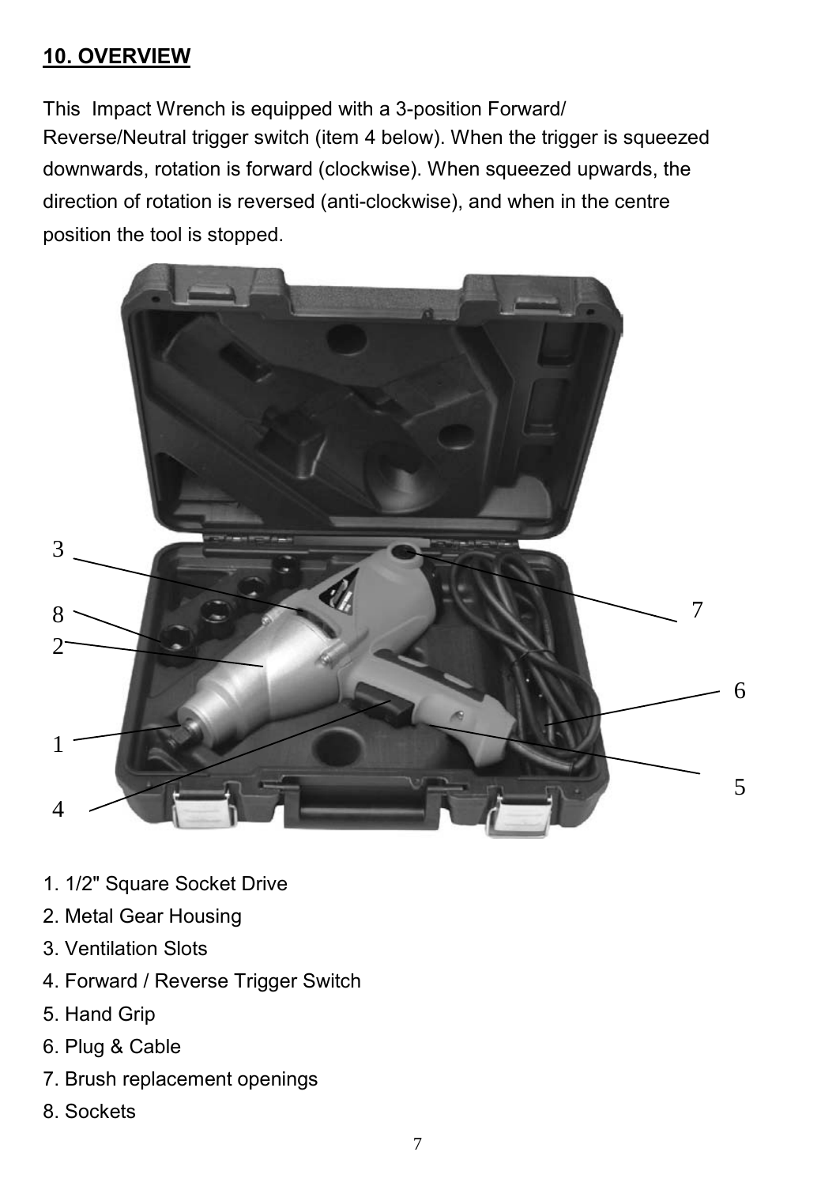## 10. OVERVIEW

This Impact Wrench is equipped with a 3-position Forward/ Reverse/Neutral trigger switch (item 4 below). When the trigger is squeezed downwards, rotation is forward (clockwise). When squeezed upwards, the direction of rotation is reversed (anti-clockwise), and when in the centre position the tool is stopped.

1. 1/2" Square Socket Drive
2. Metal Gear Housing
3. Ventilation Slots
4. Forward / Reverse Trigger Switch
5. Hand Grip
6. Plug & Cable
7. Brush replacement openings
8. Sockets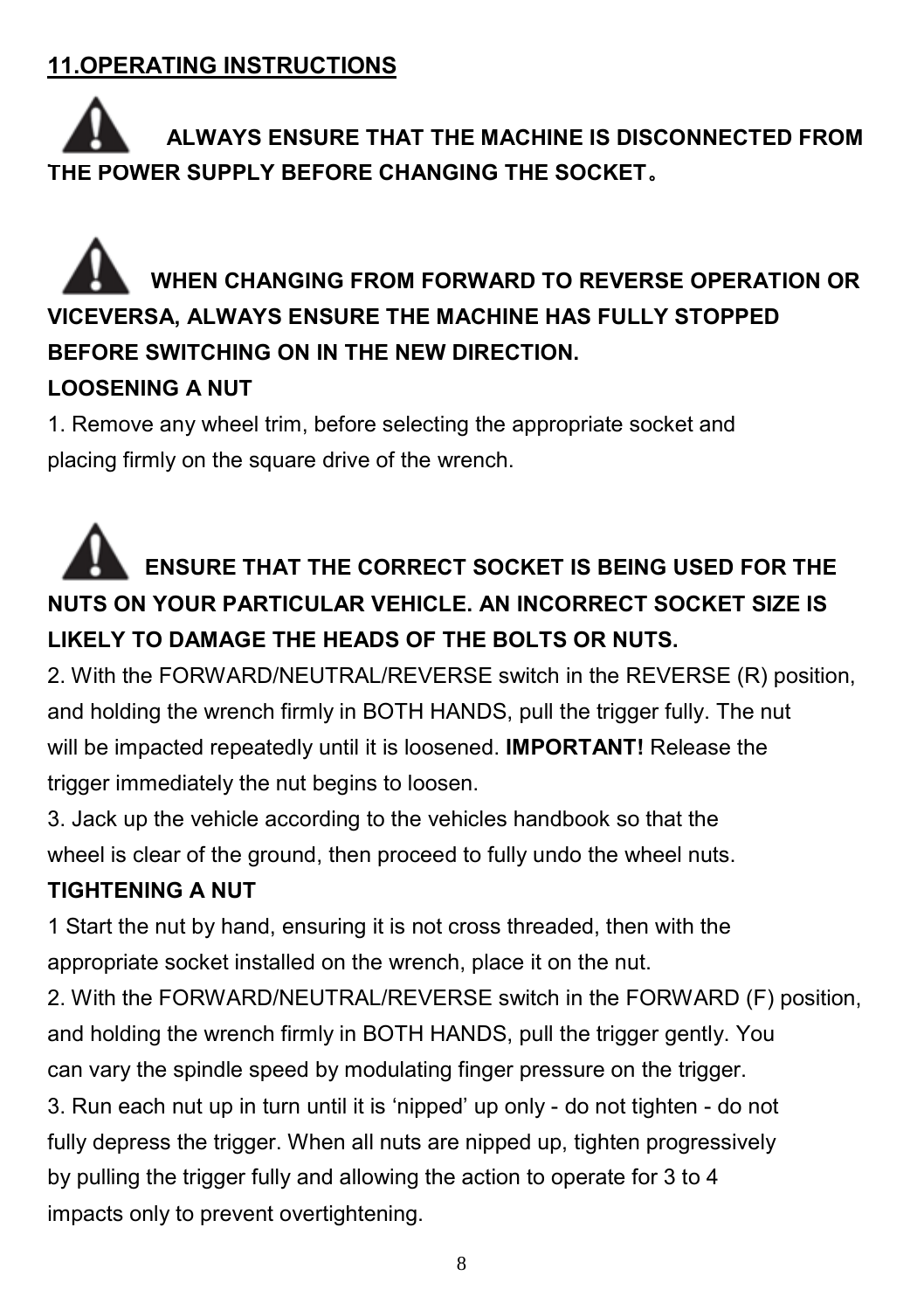## 11.OPERATING INSTRUCTIONS

**ALWAYS ENSURE THAT THE MACHINE IS DISCONNECTED FROM THE POWER SUPPLY BEFORE CHANGING THE SOCKET。**

**WHEN CHANGING FROM FORWARD TO REVERSE OPERATION OR VICEVERSA, ALWAYS ENSURE THE MACHINE HAS FULLY STOPPED BEFORE SWITCHING ON IN THE NEW DIRECTION.**

**LOOSENING A NUT**

1. Remove any wheel trim, before selecting the appropriate socket and placing firmly on the square drive of the wrench.

**ENSURE THAT THE CORRECT SOCKET IS BEING USED FOR THE NUTS ON YOUR PARTICULAR VEHICLE. AN INCORRECT SOCKET SIZE IS LIKELY TO DAMAGE THE HEADS OF THE BOLTS OR NUTS.**

2. With the FORWARD/NEUTRAL/REVERSE switch in the REVERSE (R) position, and holding the wrench firmly in BOTH HANDS, pull the trigger fully. The nut will be impacted repeatedly until it is loosened. **IMPORTANT!** Release the trigger immediately the nut begins to loosen.
3. Jack up the vehicle according to the vehicles handbook so that the wheel is clear of the ground, then proceed to fully undo the wheel nuts.

**TIGHTENING A NUT**

1 Start the nut by hand, ensuring it is not cross threaded, then with the appropriate socket installed on the wrench, place it on the nut.

2. With the FORWARD/NEUTRAL/REVERSE switch in the FORWARD (F) position, and holding the wrench firmly in BOTH HANDS, pull the trigger gently. You can vary the spindle speed by modulating finger pressure on the trigger.

3. Run each nut up in turn until it is 'nipped' up only - do not tighten - do not fully depress the trigger. When all nuts are nipped up, tighten progressively by pulling the trigger fully and allowing the action to operate for 3 to 4 impacts only to prevent overtightening.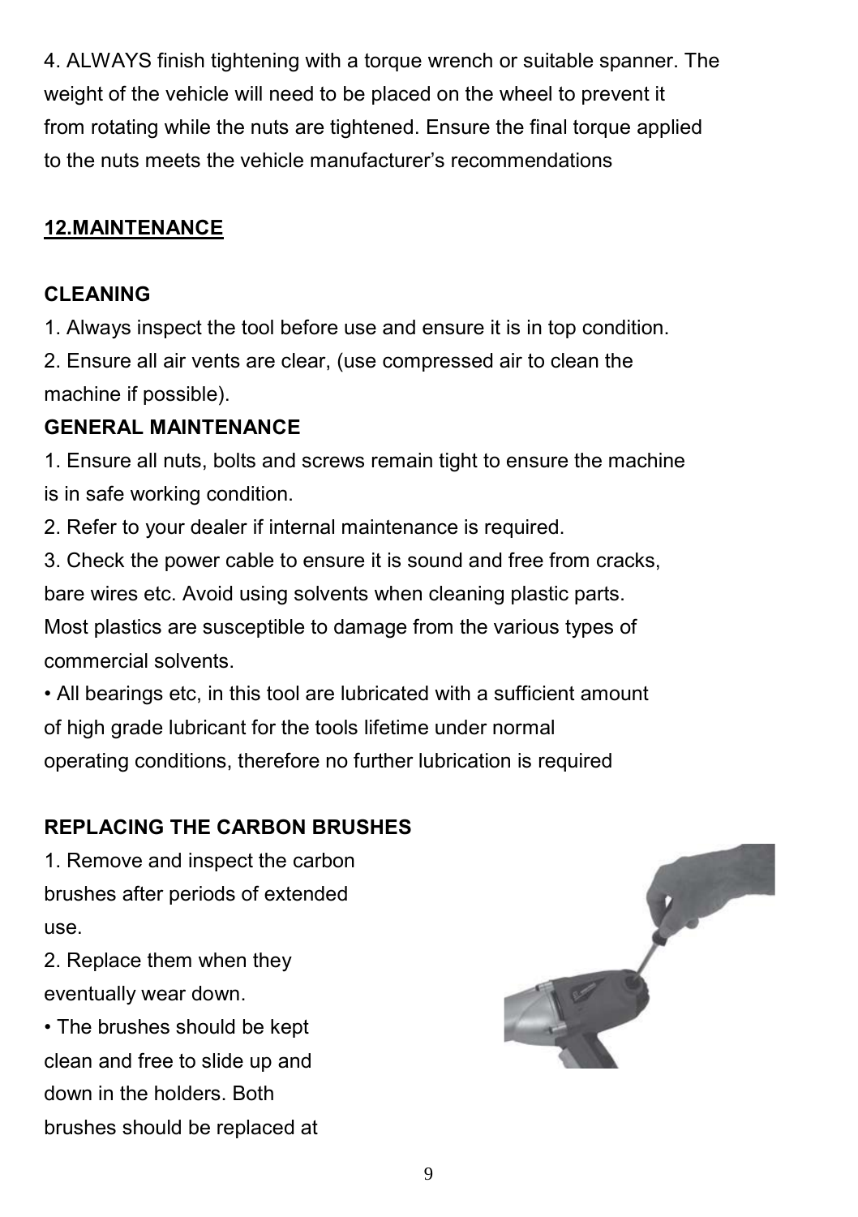4. ALWAYS finish tightening with a torque wrench or suitable spanner. The weight of the vehicle will need to be placed on the wheel to prevent it from rotating while the nuts are tightened. Ensure the final torque applied to the nuts meets the vehicle manufacturer's recommendations

## 12.MAINTENANCE

### CLEANING

1. Always inspect the tool before use and ensure it is in top condition.
2. Ensure all air vents are clear, (use compressed air to clean the machine if possible).

### GENERAL MAINTENANCE

1. Ensure all nuts, bolts and screws remain tight to ensure the machine is in safe working condition.
2. Refer to your dealer if internal maintenance is required.
3. Check the power cable to ensure it is sound and free from cracks, bare wires etc. Avoid using solvents when cleaning plastic parts. Most plastics are susceptible to damage from the various types of commercial solvents.

• All bearings etc, in this tool are lubricated with a sufficient amount of high grade lubricant for the tools lifetime under normal operating conditions, therefore no further lubrication is required

### REPLACING THE CARBON BRUSHES

1. Remove and inspect the carbon brushes after periods of extended use.
2. Replace them when they eventually wear down.

• The brushes should be kept clean and free to slide up and down in the holders. Both brushes should be replaced at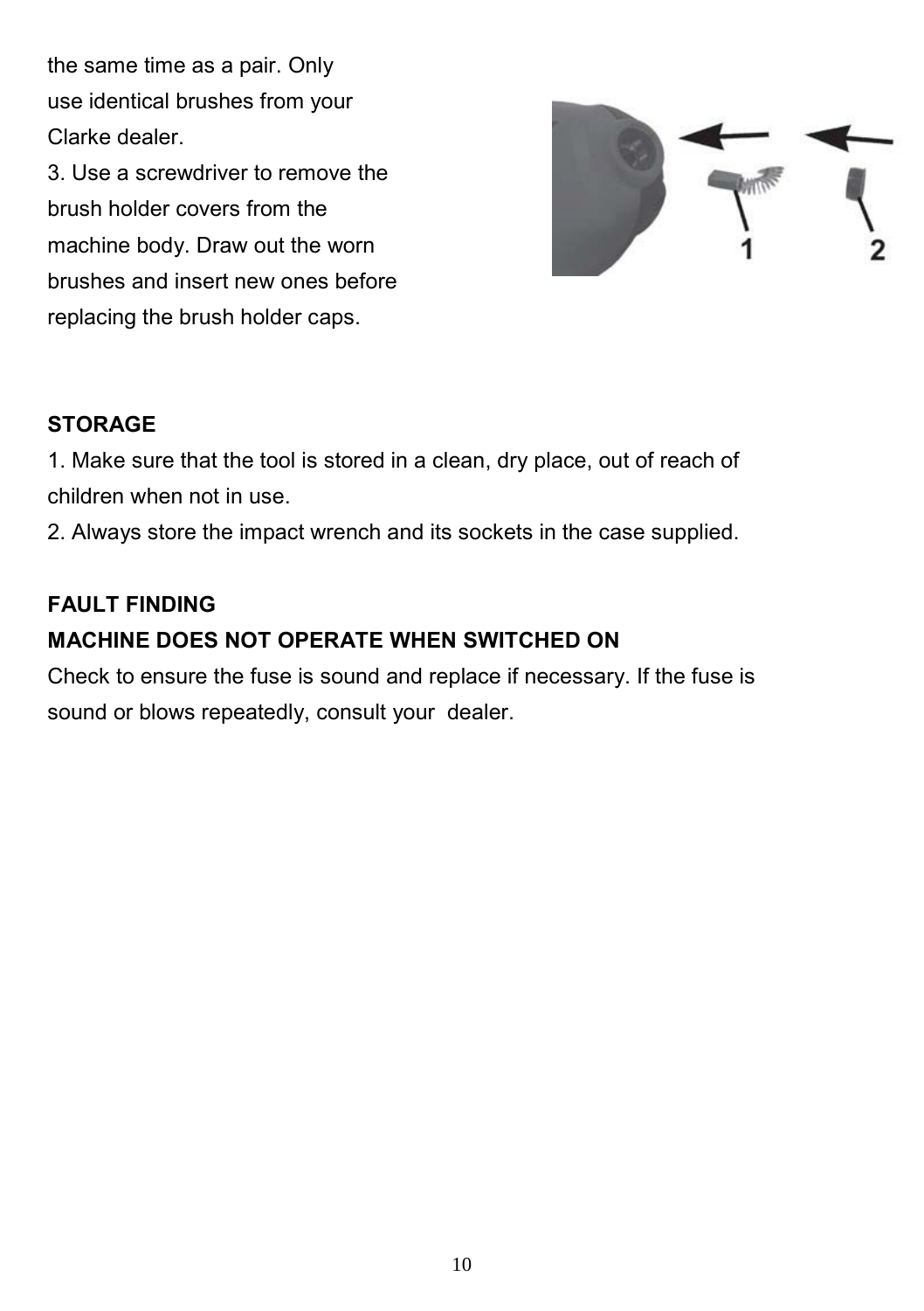the same time as a pair. Only use identical brushes from your Clarke dealer.

3. Use a screwdriver to remove the brush holder covers from the machine body. Draw out the worn brushes and insert new ones before replacing the brush holder caps.

### STORAGE

1. Make sure that the tool is stored in a clean, dry place, out of reach of children when not in use.
2. Always store the impact wrench and its sockets in the case supplied.

### FAULT FINDING

**MACHINE DOES NOT OPERATE WHEN SWITCHED ON**

Check to ensure the fuse is sound and replace if necessary. If the fuse is sound or blows repeatedly, consult your dealer.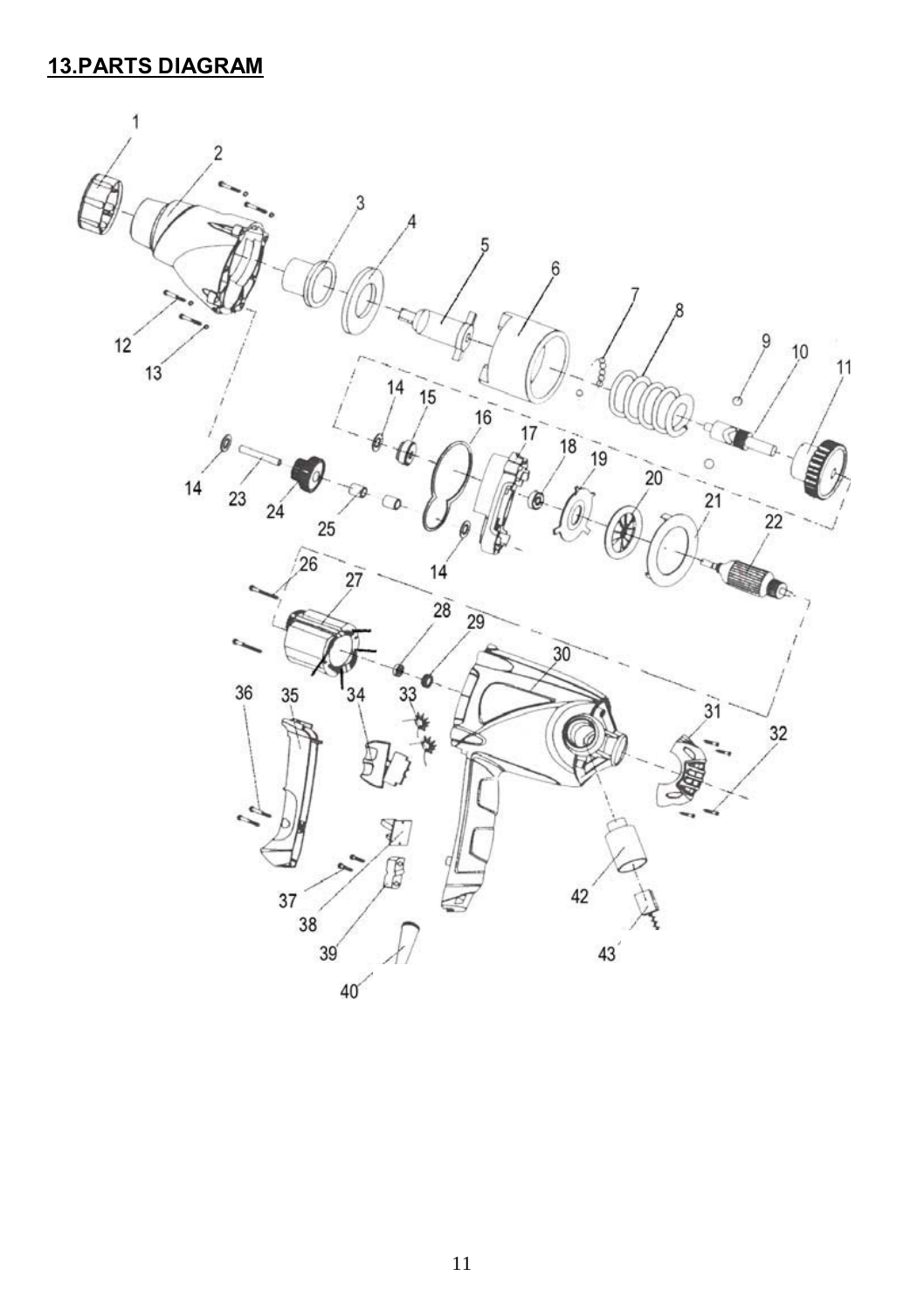## 13.PARTS DIAGRAM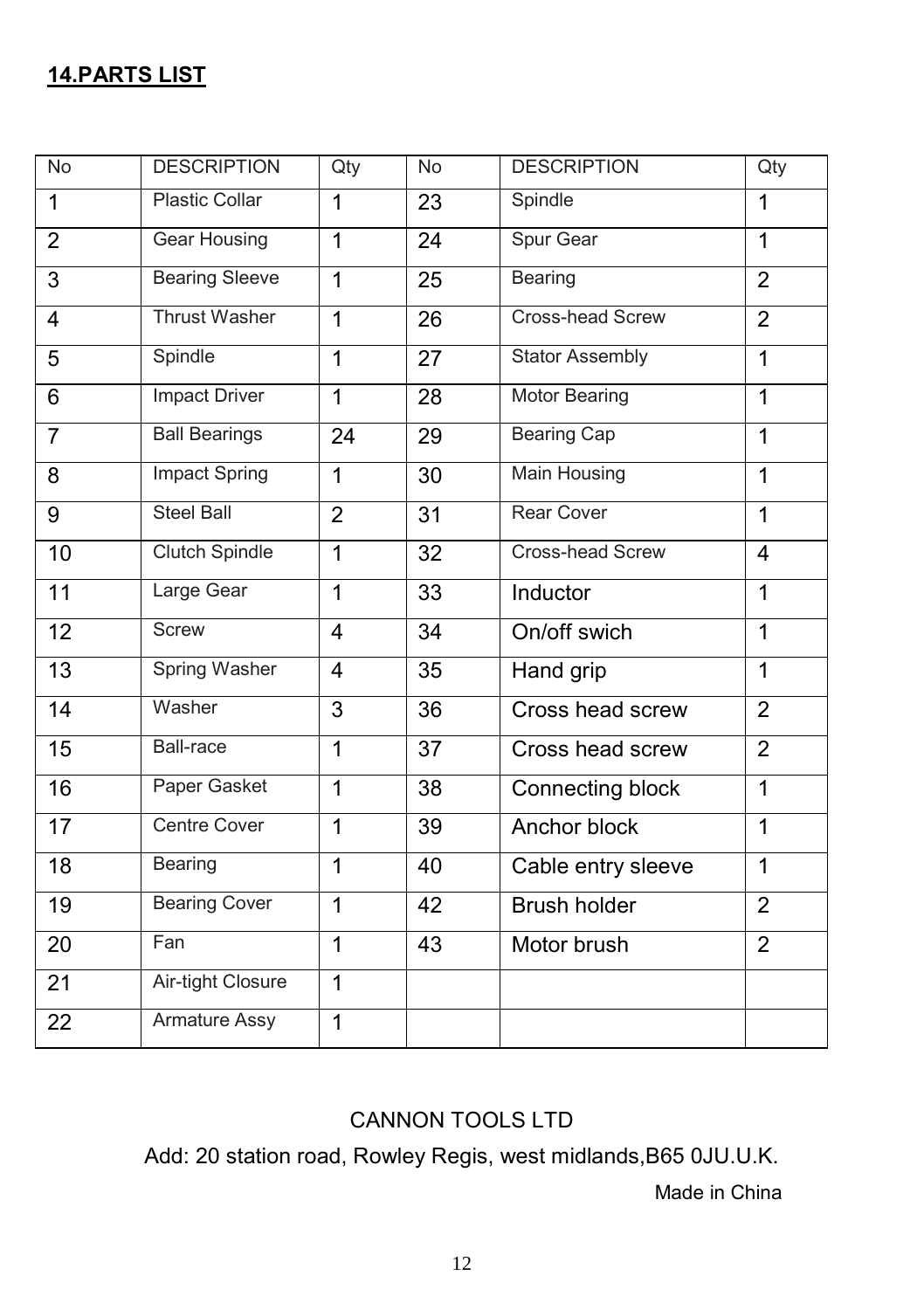## 14.PARTS LIST

| No | DESCRIPTION | Qty | No | DESCRIPTION | Qty |
|---|---|---|---|---|---|
| 1 | Plastic Collar | 1 | 23 | Spindle | 1 |
| 2 | Gear Housing | 1 | 24 | Spur Gear | 1 |
| 3 | Bearing Sleeve | 1 | 25 | Bearing | 2 |
| 4 | Thrust Washer | 1 | 26 | Cross-head Screw | 2 |
| 5 | Spindle | 1 | 27 | Stator Assembly | 1 |
| 6 | Impact Driver | 1 | 28 | Motor Bearing | 1 |
| 7 | Ball Bearings | 24 | 29 | Bearing Cap | 1 |
| 8 | Impact Spring | 1 | 30 | Main Housing | 1 |
| 9 | Steel Ball | 2 | 31 | Rear Cover | 1 |
| 10 | Clutch Spindle | 1 | 32 | Cross-head Screw | 4 |
| 11 | Large Gear | 1 | 33 | Inductor | 1 |
| 12 | Screw | 4 | 34 | On/off swich | 1 |
| 13 | Spring Washer | 4 | 35 | Hand grip | 1 |
| 14 | Washer | 3 | 36 | Cross head screw | 2 |
| 15 | Ball-race | 1 | 37 | Cross head screw | 2 |
| 16 | Paper Gasket | 1 | 38 | Connecting block | 1 |
| 17 | Centre Cover | 1 | 39 | Anchor block | 1 |
| 18 | Bearing | 1 | 40 | Cable entry sleeve | 1 |
| 19 | Bearing Cover | 1 | 42 | Brush holder | 2 |
| 20 | Fan | 1 | 43 | Motor brush | 2 |
| 21 | Air-tight Closure | 1 | | | |
| 22 | Armature Assy | 1 | | | |

CANNON TOOLS LTD

Add: 20 station road, Rowley Regis, west midlands,B65 0JU.U.K.

Made in China